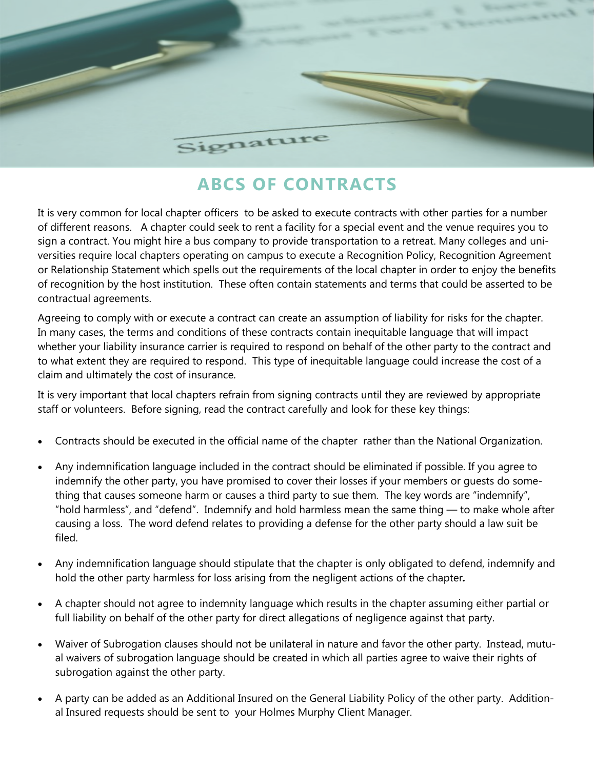# ABCS OF CONTRACTS

It is very common for local chapter officers to be asked to execute contracts with other parties for a number of different reasons. A chapter could seek to rent a facility for a special event and the venue requires you to sign a contract. You might hire a bus company to provide transportation to a retreat. Many colleges and universities require local chapters operating on campus to execute a Recognition Policy, Recognition Agreement or Relationship Statement which spells out the requirements of the local chapter in order to enjoy the benefits of recognition by the host institution. These often contain statements and terms that could be asserted to be contractual agreements.

Agreeing to comply with or execute a contract can create an assumption of liability for risks for the chapter. In many cases, the terms and conditions of these contracts contain inequitable language that will impact whether your liability insurance carrier is required to respond on behalf of the other party to the contract and to what extent they are required to respond. This type of inequitable language could increase the cost of a claim and ultimately the cost of insurance.

It is very important that local chapters refrain from signing contracts until they are reviewed by appropriate staff or volunteers. Before signing, read the contract carefully and look for these key things:

- Contracts should be executed in the official name of the chapter rather than the National Organization.
- Any indemnification language included in the contract should be eliminated if possible. If you agree to indemnify the other party, you have promised to cover their losses if your members or guests do something that causes someone harm or causes a third party to sue them. The key words are "indemnify", "hold harmless", and "defend". Indemnify and hold harmless mean the same thing — to make whole after causing a loss. The word defend relates to providing a defense for the other party should a law suit be filed.
- Any indemnification language should stipulate that the chapter is only obligated to defend, indemnify and hold the other party harmless for loss arising from the negligent actions of the chapter.
- A chapter should not agree to indemnity language which results in the chapter assuming either partial or full liability on behalf of the other party for direct allegations of negligence against that party.
- Waiver of Subrogation clauses should not be unilateral in nature and favor the other party. Instead, mutual waivers of subrogation language should be created in which all parties agree to waive their rights of subrogation against the other party.
- A party can be added as an Additional Insured on the General Liability Policy of the other party. Additional Insured requests should be sent to your Holmes Murphy Client Manager.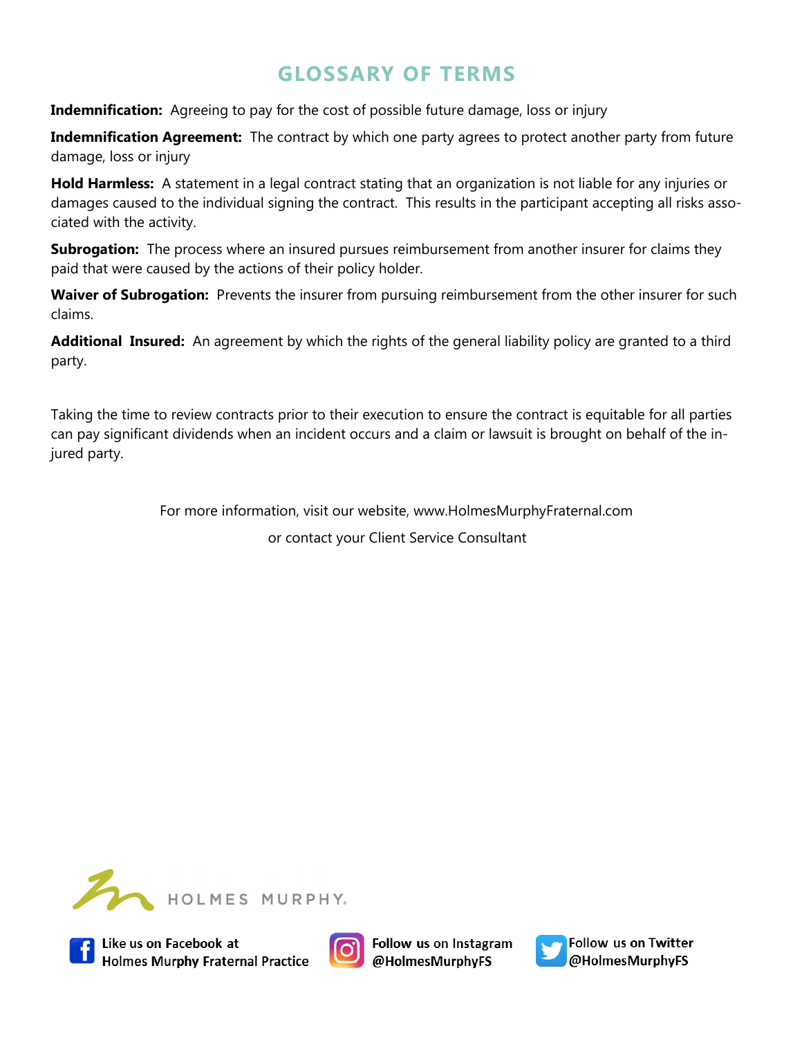# GLOSSARY OF TERMS

**Indemnification:** Agreeing to pay for the cost of possible future damage, loss or injury

**Indemnification Agreement:** The contract by which one party agrees to protect another party from future damage, loss or injury

**Hold Harmless:** A statement in a legal contract stating that an organization is not liable for any injuries or damages caused to the individual signing the contract. This results in the participant accepting all risks associated with the activity.

**Subrogation:** The process where an insured pursues reimbursement from another insurer for claims they paid that were caused by the actions of their policy holder.

**Waiver of Subrogation:** Prevents the insurer from pursuing reimbursement from the other insurer for such claims.

**Additional Insured:** An agreement by which the rights of the general liability policy are granted to a third party.

Taking the time to review contracts prior to their execution to ensure the contract is equitable for all parties can pay significant dividends when an incident occurs and a claim or lawsuit is brought on behalf of the injured party.

For more information, visit our website, www.HolmesMurphyFraternal.com

or contact your Client Service Consultant

HOLMES MURPHY

Like us on Facebook at Holmes Murphy Fraternal Practice

Follow us on Instagram @HolmesMurphyFS

Follow us on Twitter @HolmesMurphyFS